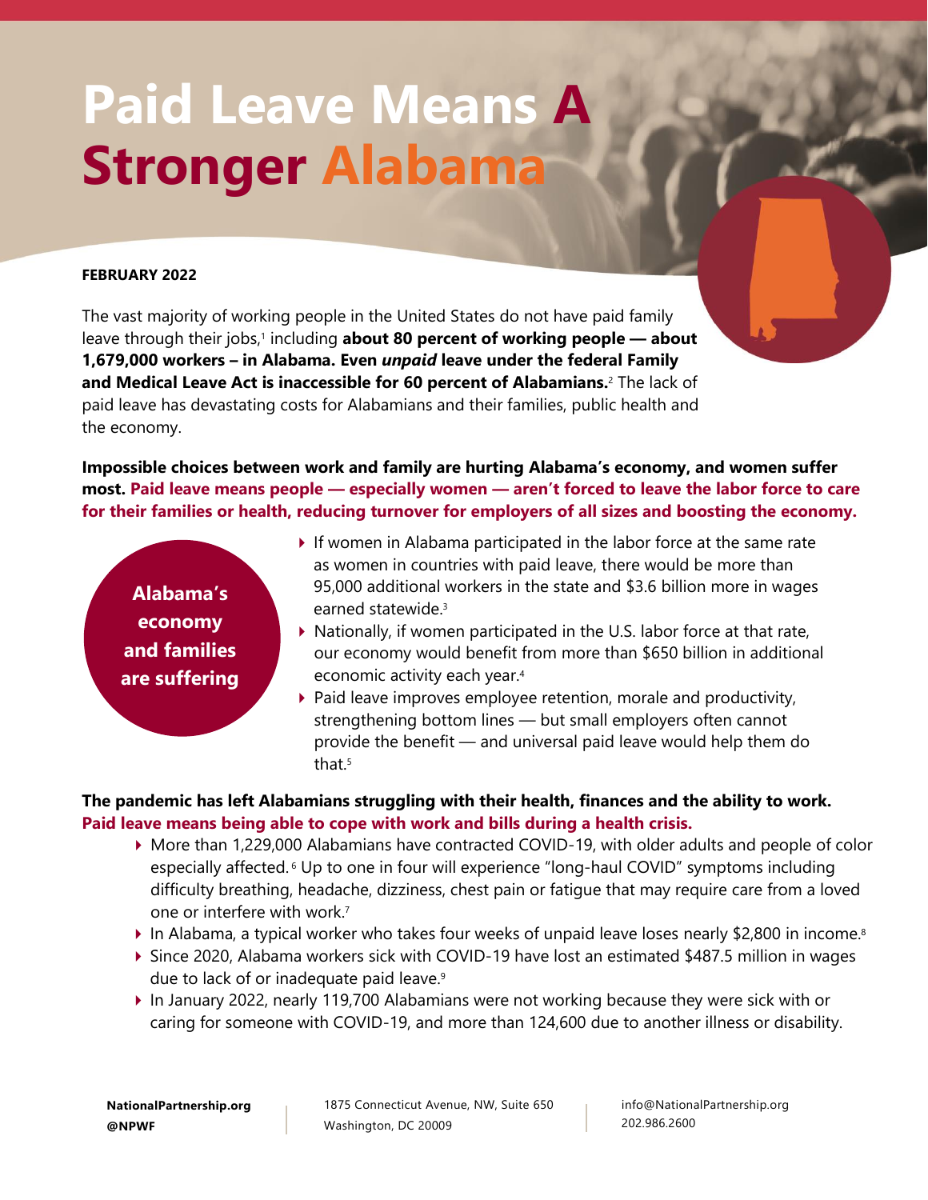# Paid Leave Means A Stronger Alabama

**FEBRUARY 2022**

The vast majority of working people in the United States do not have paid family leave through their jobs,[1] including **about 80 percent of working people — about 1,679,000 workers – in Alabama. Even *unpaid* leave under the federal Family and Medical Leave Act is inaccessible for 60 percent of Alabamians.**[2] The lack of paid leave has devastating costs for Alabamians and their families, public health and the economy.

**Impossible choices between work and family are hurting Alabama's economy, and women suffer most. Paid leave means people — especially women — aren't forced to leave the labor force to care for their families or health, reducing turnover for employers of all sizes and boosting the economy.**

**Alabama's economy and families are suffering**

- If women in Alabama participated in the labor force at the same rate as women in countries with paid leave, there would be more than 95,000 additional workers in the state and $3.6 billion more in wages earned statewide.[3]
- Nationally, if women participated in the U.S. labor force at that rate, our economy would benefit from more than $650 billion in additional economic activity each year.[4]
- Paid leave improves employee retention, morale and productivity, strengthening bottom lines — but small employers often cannot provide the benefit — and universal paid leave would help them do that.[5]

**The pandemic has left Alabamians struggling with their health, finances and the ability to work. Paid leave means being able to cope with work and bills during a health crisis.**

- More than 1,229,000 Alabamians have contracted COVID-19, with older adults and people of color especially affected.[6] Up to one in four will experience "long-haul COVID" symptoms including difficulty breathing, headache, dizziness, chest pain or fatigue that may require care from a loved one or interfere with work.[7]
- In Alabama, a typical worker who takes four weeks of unpaid leave loses nearly $2,800 in income.[8]
- Since 2020, Alabama workers sick with COVID-19 have lost an estimated $487.5 million in wages due to lack of or inadequate paid leave.[9]
- In January 2022, nearly 119,700 Alabamians were not working because they were sick with or caring for someone with COVID-19, and more than 124,600 due to another illness or disability.

**NationalPartnership.org**
**@NPWF**

1875 Connecticut Avenue, NW, Suite 650
Washington, DC 20009

info@NationalPartnership.org
202.986.2600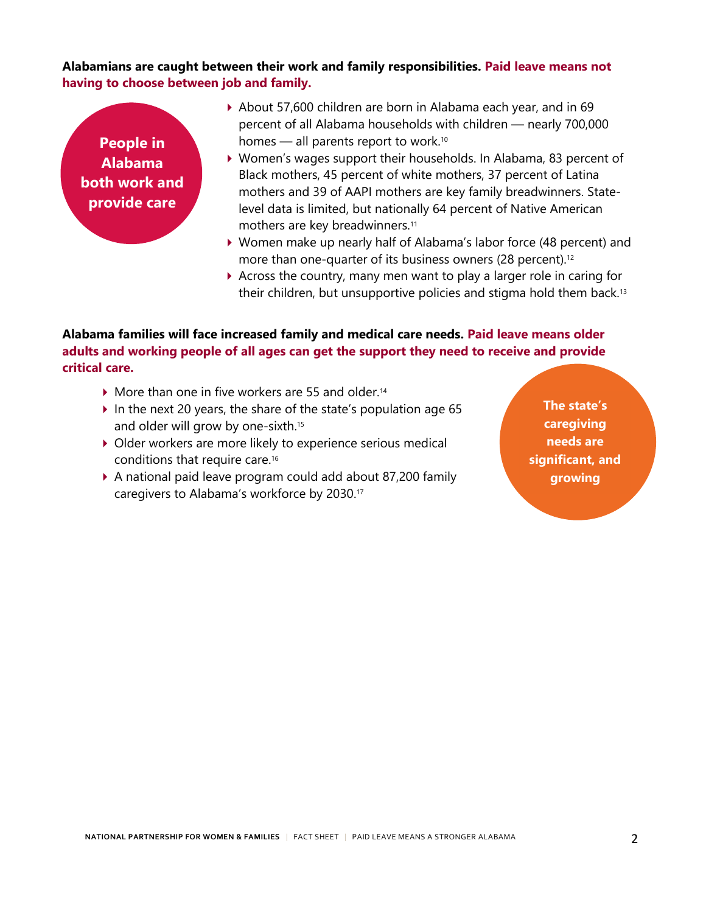**Alabamians are caught between their work and family responsibilities. Paid leave means not having to choose between job and family.**

**People in Alabama both work and provide care**

- About 57,600 children are born in Alabama each year, and in 69 percent of all Alabama households with children — nearly 700,000 homes — all parents report to work.[10]
- Women's wages support their households. In Alabama, 83 percent of Black mothers, 45 percent of white mothers, 37 percent of Latina mothers and 39 of AAPI mothers are key family breadwinners. State-level data is limited, but nationally 64 percent of Native American mothers are key breadwinners.[11]
- Women make up nearly half of Alabama's labor force (48 percent) and more than one-quarter of its business owners (28 percent).[12]
- Across the country, many men want to play a larger role in caring for their children, but unsupportive policies and stigma hold them back.[13]

**Alabama families will face increased family and medical care needs. Paid leave means older adults and working people of all ages can get the support they need to receive and provide critical care.**

**The state's caregiving needs are significant, and growing**

- More than one in five workers are 55 and older.[14]
- In the next 20 years, the share of the state's population age 65 and older will grow by one-sixth.[15]
- Older workers are more likely to experience serious medical conditions that require care.[16]
- A national paid leave program could add about 87,200 family caregivers to Alabama's workforce by 2030.[17]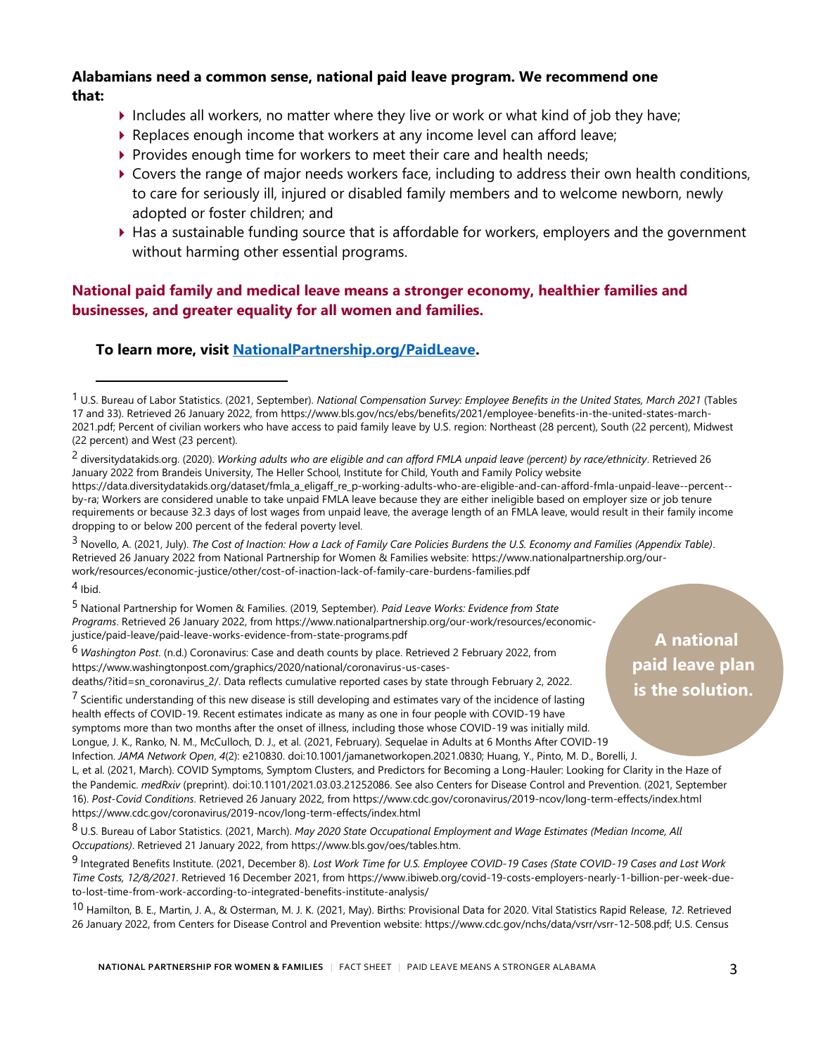**Alabamians need a common sense, national paid leave program. We recommend one that:**

- Includes all workers, no matter where they live or work or what kind of job they have;
- Replaces enough income that workers at any income level can afford leave;
- Provides enough time for workers to meet their care and health needs;
- Covers the range of major needs workers face, including to address their own health conditions, to care for seriously ill, injured or disabled family members and to welcome newborn, newly adopted or foster children; and
- Has a sustainable funding source that is affordable for workers, employers and the government without harming other essential programs.

**National paid family and medical leave means a stronger economy, healthier families and businesses, and greater equality for all women and families.**

**To learn more, visit [NationalPartnership.org/PaidLeave](NationalPartnership.org/PaidLeave).**

**A national paid leave plan is the solution.**

---

[1] U.S. Bureau of Labor Statistics. (2021, September). *National Compensation Survey: Employee Benefits in the United States, March 2021* (Tables 17 and 33). Retrieved 26 January 2022, from https://www.bls.gov/ncs/ebs/benefits/2021/employee-benefits-in-the-united-states-march-2021.pdf; Percent of civilian workers who have access to paid family leave by U.S. region: Northeast (28 percent), South (22 percent), Midwest (22 percent) and West (23 percent).

[2] diversitydatakids.org. (2020). *Working adults who are eligible and can afford FMLA unpaid leave (percent) by race/ethnicity*. Retrieved 26 January 2022 from Brandeis University, The Heller School, Institute for Child, Youth and Family Policy website https://data.diversitydatakids.org/dataset/fmla_a_eligaff_re_p-working-adults-who-are-eligible-and-can-afford-fmla-unpaid-leave--percent--by-ra; Workers are considered unable to take unpaid FMLA leave because they are either ineligible based on employer size or job tenure requirements or because 32.3 days of lost wages from unpaid leave, the average length of an FMLA leave, would result in their family income dropping to or below 200 percent of the federal poverty level.

[3] Novello, A. (2021, July). *The Cost of Inaction: How a Lack of Family Care Policies Burdens the U.S. Economy and Families (Appendix Table)*. Retrieved 26 January 2022 from National Partnership for Women & Families website: https://www.nationalpartnership.org/our-work/resources/economic-justice/other/cost-of-inaction-lack-of-family-care-burdens-families.pdf

[4] Ibid.

[5] National Partnership for Women & Families. (2019, September). *Paid Leave Works: Evidence from State Programs*. Retrieved 26 January 2022, from https://www.nationalpartnership.org/our-work/resources/economic-justice/paid-leave/paid-leave-works-evidence-from-state-programs.pdf

[6] *Washington Post*. (n.d.) Coronavirus: Case and death counts by place. Retrieved 2 February 2022, from https://www.washingtonpost.com/graphics/2020/national/coronavirus-us-cases-deaths/?itid=sn_coronavirus_2/. Data reflects cumulative reported cases by state through February 2, 2022.

[7] Scientific understanding of this new disease is still developing and estimates vary of the incidence of lasting health effects of COVID-19. Recent estimates indicate as many as one in four people with COVID-19 have symptoms more than two months after the onset of illness, including those whose COVID-19 was initially mild. Longue, J. K., Ranko, N. M., McCulloch, D. J., et al. (2021, February). Sequelae in Adults at 6 Months After COVID-19 Infection. *JAMA Network Open*, *4*(2): e210830. doi:10.1001/jamanetworkopen.2021.0830; Huang, Y., Pinto, M. D., Borelli, J. L, et al. (2021, March). COVID Symptoms, Symptom Clusters, and Predictors for Becoming a Long-Hauler: Looking for Clarity in the Haze of the Pandemic. *medRxiv* (preprint). doi:10.1101/2021.03.03.21252086. See also Centers for Disease Control and Prevention. (2021, September 16). *Post-Covid Conditions*. Retrieved 26 January 2022, from https://www.cdc.gov/coronavirus/2019-ncov/long-term-effects/index.html https://www.cdc.gov/coronavirus/2019-ncov/long-term-effects/index.html

[8] U.S. Bureau of Labor Statistics. (2021, March). *May 2020 State Occupational Employment and Wage Estimates (Median Income, All Occupations)*. Retrieved 21 January 2022, from https://www.bls.gov/oes/tables.htm.

[9] Integrated Benefits Institute. (2021, December 8). *Lost Work Time for U.S. Employee COVID-19 Cases (State COVID-19 Cases and Lost Work Time Costs, 12/8/2021*. Retrieved 16 December 2021, from https://www.ibiweb.org/covid-19-costs-employers-nearly-1-billion-per-week-due-to-lost-time-from-work-according-to-integrated-benefits-institute-analysis/

[10] Hamilton, B. E., Martin, J. A., & Osterman, M. J. K. (2021, May). Births: Provisional Data for 2020. Vital Statistics Rapid Release, *12*. Retrieved 26 January 2022, from Centers for Disease Control and Prevention website: https://www.cdc.gov/nchs/data/vsrr/vsrr-12-508.pdf; U.S. Census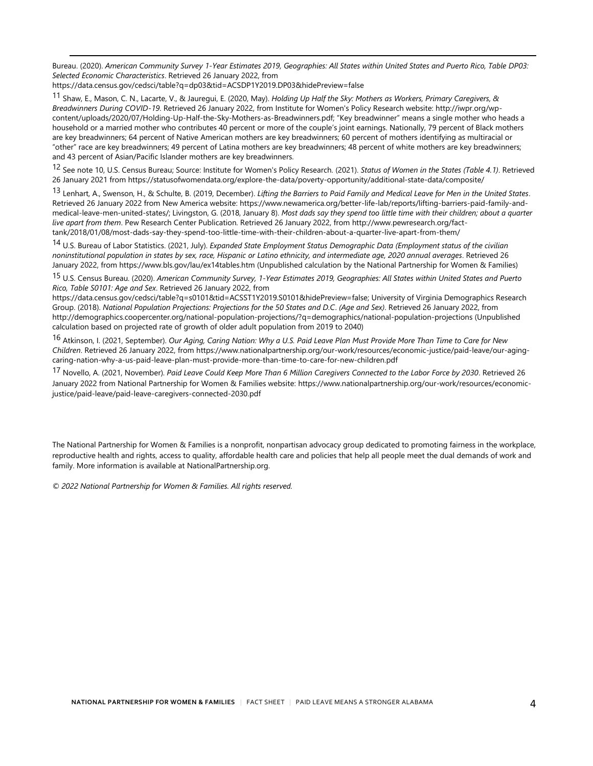Bureau. (2020). *American Community Survey 1-Year Estimates 2019, Geographies: All States within United States and Puerto Rico, Table DP03: Selected Economic Characteristics*. Retrieved 26 January 2022, from https://data.census.gov/cedsci/table?q=dp03&tid=ACSDP1Y2019.DP03&hidePreview=false

[11] Shaw, E., Mason, C. N., Lacarte, V., & Jauregui, E. (2020, May). *Holding Up Half the Sky: Mothers as Workers, Primary Caregivers, & Breadwinners During COVID-19*. Retrieved 26 January 2022, from Institute for Women's Policy Research website: http://iwpr.org/wp-content/uploads/2020/07/Holding-Up-Half-the-Sky-Mothers-as-Breadwinners.pdf; "Key breadwinner" means a single mother who heads a household or a married mother who contributes 40 percent or more of the couple's joint earnings. Nationally, 79 percent of Black mothers are key breadwinners; 64 percent of Native American mothers are key breadwinners; 60 percent of mothers identifying as multiracial or "other" race are key breadwinners; 49 percent of Latina mothers are key breadwinners; 48 percent of white mothers are key breadwinners; and 43 percent of Asian/Pacific Islander mothers are key breadwinners.

[12] See note 10, U.S. Census Bureau; Source: Institute for Women's Policy Research. (2021). *Status of Women in the States (Table 4.1)*. Retrieved 26 January 2021 from https://statusofwomendata.org/explore-the-data/poverty-opportunity/additional-state-data/composite/

[13] Lenhart, A., Swenson, H., & Schulte, B. (2019, December). *Lifting the Barriers to Paid Family and Medical Leave for Men in the United States*. Retrieved 26 January 2022 from New America website: https://www.newamerica.org/better-life-lab/reports/lifting-barriers-paid-family-and-medical-leave-men-united-states/; Livingston, G. (2018, January 8). *Most dads say they spend too little time with their children; about a quarter live apart from them*. Pew Research Center Publication. Retrieved 26 January 2022, from http://www.pewresearch.org/fact-tank/2018/01/08/most-dads-say-they-spend-too-little-time-with-their-children-about-a-quarter-live-apart-from-them/

[14] U.S. Bureau of Labor Statistics. (2021, July). *Expanded State Employment Status Demographic Data (Employment status of the civilian noninstitutional population in states by sex, race, Hispanic or Latino ethnicity, and intermediate age, 2020 annual averages*. Retrieved 26 January 2022, from https://www.bls.gov/lau/ex14tables.htm (Unpublished calculation by the National Partnership for Women & Families)

[15] U.S. Census Bureau. (2020). *American Community Survey, 1-Year Estimates 2019, Geographies: All States within United States and Puerto Rico, Table S0101: Age and Sex*. Retrieved 26 January 2022, from https://data.census.gov/cedsci/table?q=s0101&tid=ACSST1Y2019.S0101&hidePreview=false; University of Virginia Demographics Research Group. (2018). *National Population Projections: Projections for the 50 States and D.C. (Age and Sex)*. Retrieved 26 January 2022, from http://demographics.coopercenter.org/national-population-projections/?q=demographics/national-population-projections (Unpublished calculation based on projected rate of growth of older adult population from 2019 to 2040)

[16] Atkinson, I. (2021, September). *Our Aging, Caring Nation: Why a U.S. Paid Leave Plan Must Provide More Than Time to Care for New Children*. Retrieved 26 January 2022, from https://www.nationalpartnership.org/our-work/resources/economic-justice/paid-leave/our-aging-caring-nation-why-a-us-paid-leave-plan-must-provide-more-than-time-to-care-for-new-children.pdf

[17] Novello, A. (2021, November). *Paid Leave Could Keep More Than 6 Million Caregivers Connected to the Labor Force by 2030*. Retrieved 26 January 2022 from National Partnership for Women & Families website: https://www.nationalpartnership.org/our-work/resources/economic-justice/paid-leave/paid-leave-caregivers-connected-2030.pdf

The National Partnership for Women & Families is a nonprofit, nonpartisan advocacy group dedicated to promoting fairness in the workplace, reproductive health and rights, access to quality, affordable health care and policies that help all people meet the dual demands of work and family. More information is available at NationalPartnership.org.

*© 2022 National Partnership for Women & Families. All rights reserved.*